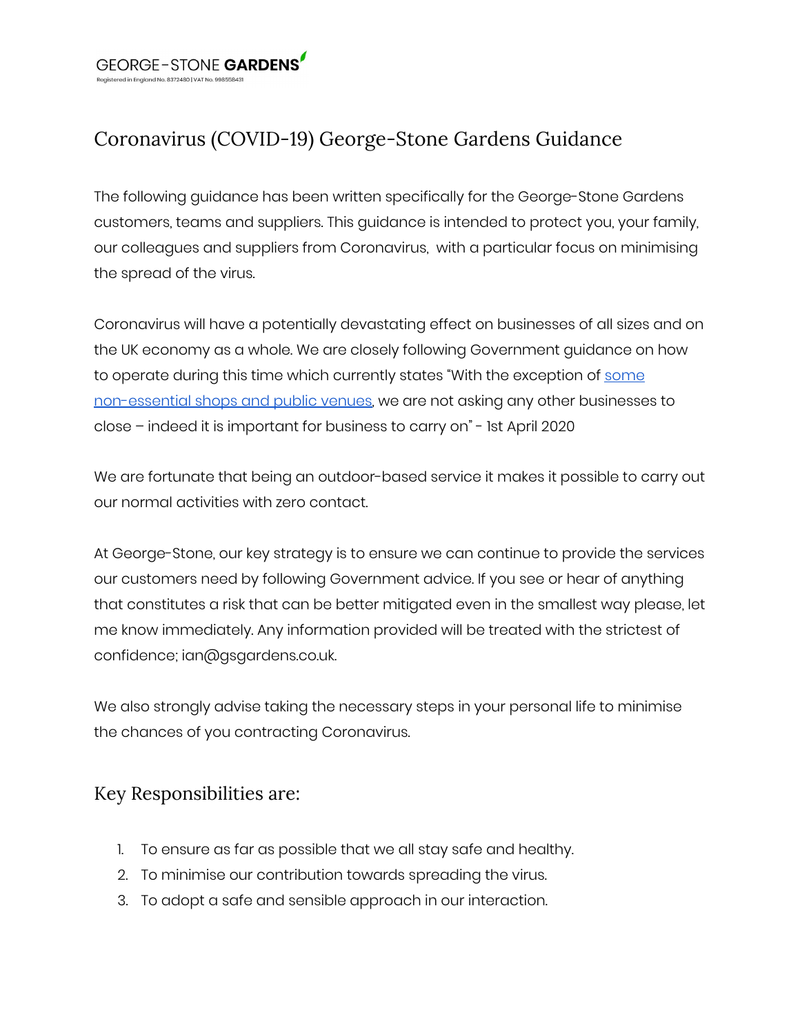GEORGE-STONE **GARDENS**

Registered in England No. 8372480 | VAT No. 998558431

# Coronavirus (COVID-19) George-Stone Gardens Guidance

The following guidance has been written specifically for the George-Stone Gardens customers, teams and suppliers. This guidance is intended to protect you, your family, our colleagues and suppliers from Coronavirus, with a particular focus on minimising the spread of the virus.

Coronavirus will have a potentially devastating effect on businesses of all sizes and on the UK economy as a whole. We are closely following Government guidance on how to operate during this time which currently states "With the exception of some non-essential shops and public venues, we are not asking any other businesses to close – indeed it is important for business to carry on" - 1st April 2020

We are fortunate that being an outdoor-based service it makes it possible to carry out our normal activities with zero contact.

At George-Stone, our key strategy is to ensure we can continue to provide the services our customers need by following Government advice. If you see or hear of anything that constitutes a risk that can be better mitigated even in the smallest way please, let me know immediately. Any information provided will be treated with the strictest of confidence; ian@gsgardens.co.uk.

We also strongly advise taking the necessary steps in your personal life to minimise the chances of you contracting Coronavirus.

## Key Responsibilities are:

1. To ensure as far as possible that we all stay safe and healthy.
2. To minimise our contribution towards spreading the virus.
3. To adopt a safe and sensible approach in our interaction.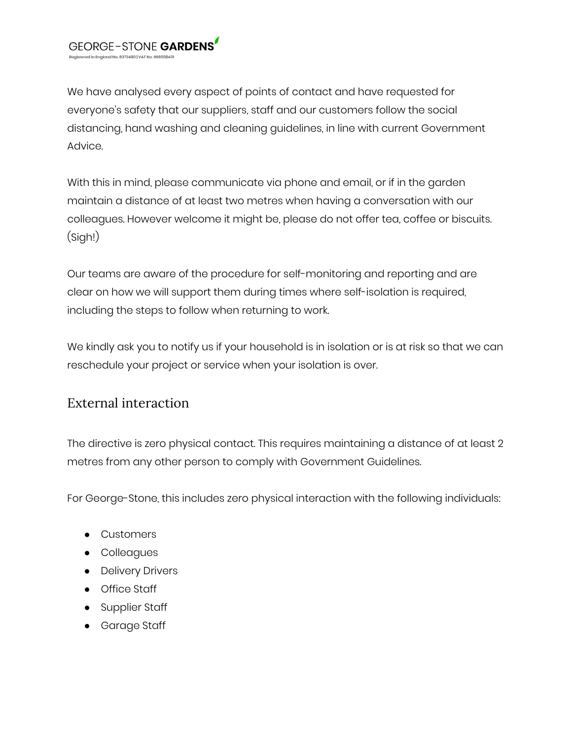We have analysed every aspect of points of contact and have requested for everyone's safety that our suppliers, staff and our customers follow the social distancing, hand washing and cleaning guidelines, in line with current Government Advice.

With this in mind, please communicate via phone and email, or if in the garden maintain a distance of at least two metres when having a conversation with our colleagues. However welcome it might be, please do not offer tea, coffee or biscuits. (Sigh!)

Our teams are aware of the procedure for self-monitoring and reporting and are clear on how we will support them during times where self-isolation is required, including the steps to follow when returning to work.

We kindly ask you to notify us if your household is in isolation or is at risk so that we can reschedule your project or service when your isolation is over.

## External interaction

The directive is zero physical contact. This requires maintaining a distance of at least 2 metres from any other person to comply with Government Guidelines.

For George-Stone, this includes zero physical interaction with the following individuals:

- Customers
- Colleagues
- Delivery Drivers
- Office Staff
- Supplier Staff
- Garage Staff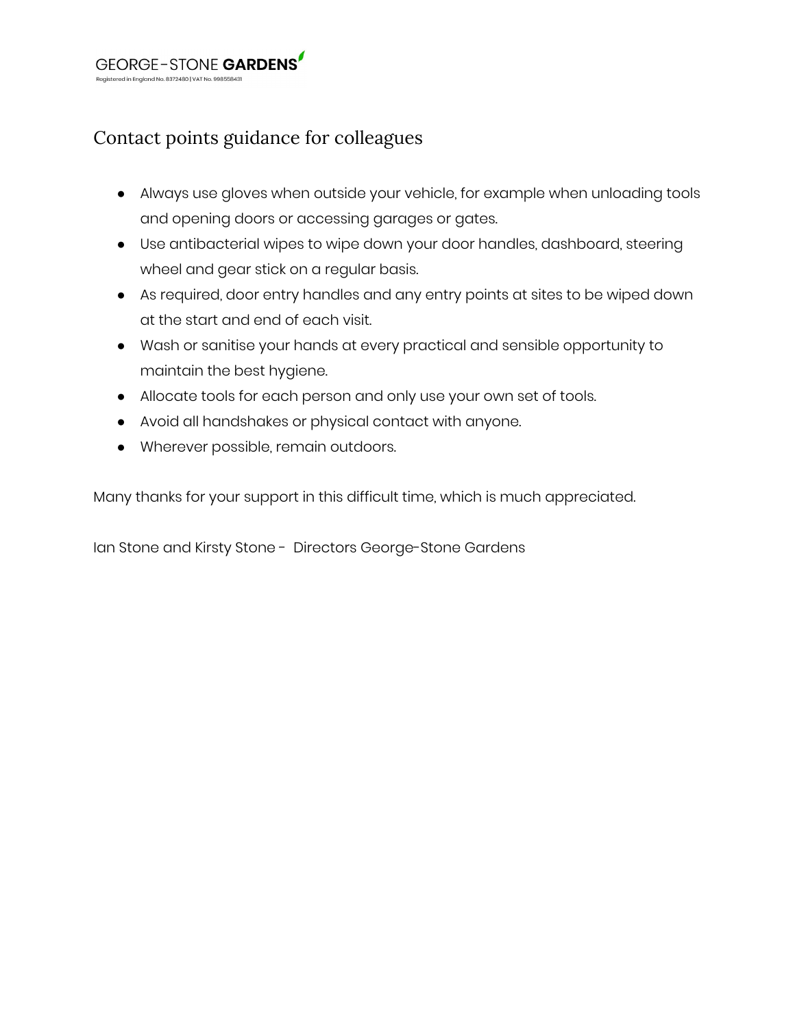GEORGE-STONE **GARDENS**

Registered in England No. 8372480 | VAT No. 998558431

## Contact points guidance for colleagues

- Always use gloves when outside your vehicle, for example when unloading tools and opening doors or accessing garages or gates.
- Use antibacterial wipes to wipe down your door handles, dashboard, steering wheel and gear stick on a regular basis.
- As required, door entry handles and any entry points at sites to be wiped down at the start and end of each visit.
- Wash or sanitise your hands at every practical and sensible opportunity to maintain the best hygiene.
- Allocate tools for each person and only use your own set of tools.
- Avoid all handshakes or physical contact with anyone.
- Wherever possible, remain outdoors.

Many thanks for your support in this difficult time, which is much appreciated.

Ian Stone and Kirsty Stone - Directors George-Stone Gardens